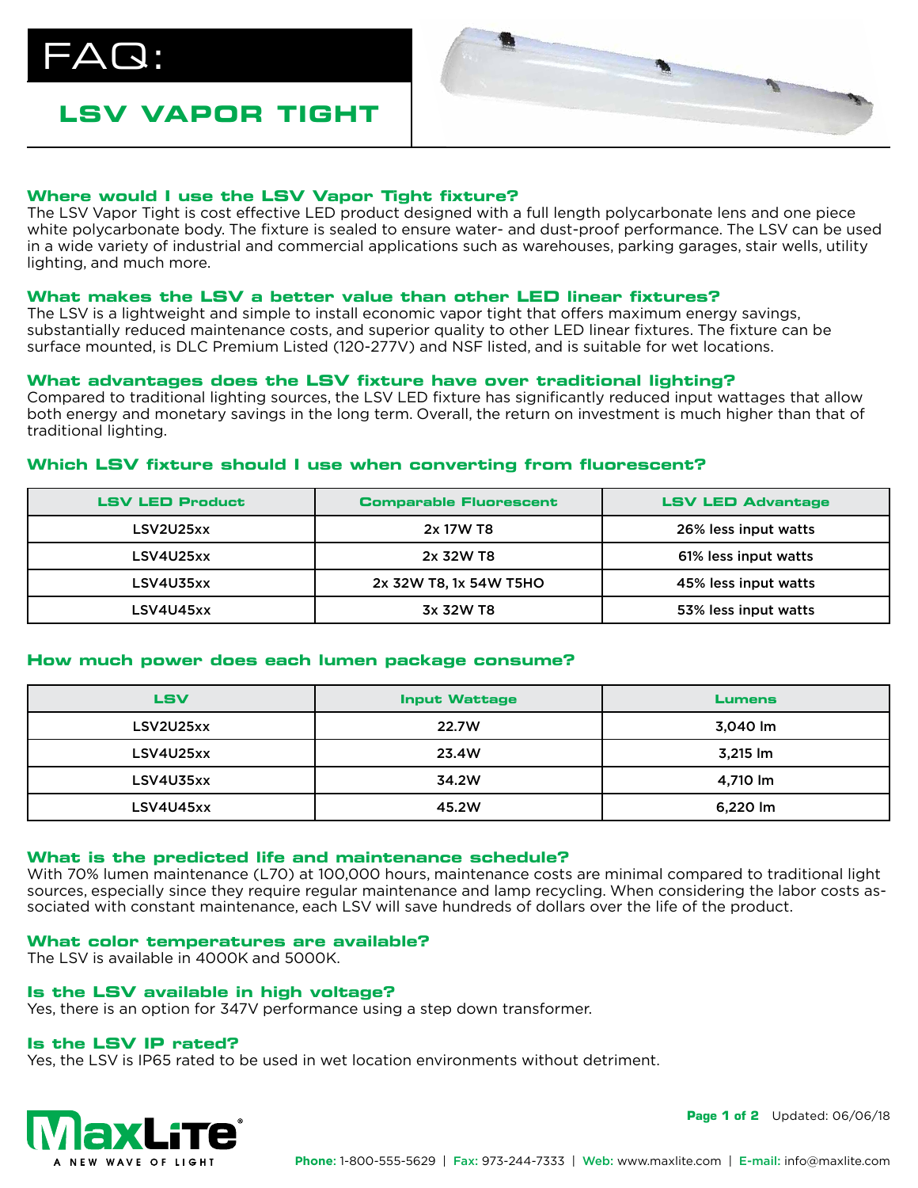# FAQ:

## LSV VAPOR TIGHT

### Where would I use the LSV Vapor Tight fixture?

The LSV Vapor Tight is cost effective LED product designed with a full length polycarbonate lens and one piece white polycarbonate body. The fixture is sealed to ensure water- and dust-proof performance. The LSV can be used in a wide variety of industrial and commercial applications such as warehouses, parking garages, stair wells, utility lighting, and much more.

### What makes the LSV a better value than other LED linear fixtures?

The LSV is a lightweight and simple to install economic vapor tight that offers maximum energy savings, substantially reduced maintenance costs, and superior quality to other LED linear fixtures. The fixture can be surface mounted, is DLC Premium Listed (120-277V) and NSF listed, and is suitable for wet locations.

### What advantages does the LSV fixture have over traditional lighting?

Compared to traditional lighting sources, the LSV LED fixture has significantly reduced input wattages that allow both energy and monetary savings in the long term. Overall, the return on investment is much higher than that of traditional lighting.

### Which LSV fixture should I use when converting from fluorescent?

| LSV LED Product | Comparable Fluorescent | LSV LED Advantage |
|---|---|---|
| LSV2U25xx | 2x 17W T8 | 26% less input watts |
| LSV4U25xx | 2x 32W T8 | 61% less input watts |
| LSV4U35xx | 2x 32W T8, 1x 54W T5HO | 45% less input watts |
| LSV4U45xx | 3x 32W T8 | 53% less input watts |

### How much power does each lumen package consume?

| LSV | Input Wattage | Lumens |
|---|---|---|
| LSV2U25xx | 22.7W | 3,040 lm |
| LSV4U25xx | 23.4W | 3,215 lm |
| LSV4U35xx | 34.2W | 4,710 lm |
| LSV4U45xx | 45.2W | 6,220 lm |

### What is the predicted life and maintenance schedule?

With 70% lumen maintenance (L70) at 100,000 hours, maintenance costs are minimal compared to traditional light sources, especially since they require regular maintenance and lamp recycling. When considering the labor costs associated with constant maintenance, each LSV will save hundreds of dollars over the life of the product.

### What color temperatures are available?

The LSV is available in 4000K and 5000K.

### Is the LSV available in high voltage?

Yes, there is an option for 347V performance using a step down transformer.

### Is the LSV IP rated?

Yes, the LSV is IP65 rated to be used in wet location environments without detriment.

MaxLite® A NEW WAVE OF LIGHT

Updated: 06/06/18

**Phone:** 1-800-555-5629 | **Fax:** 973-244-7333 | **Web:** www.maxlite.com | **E-mail:** info@maxlite.com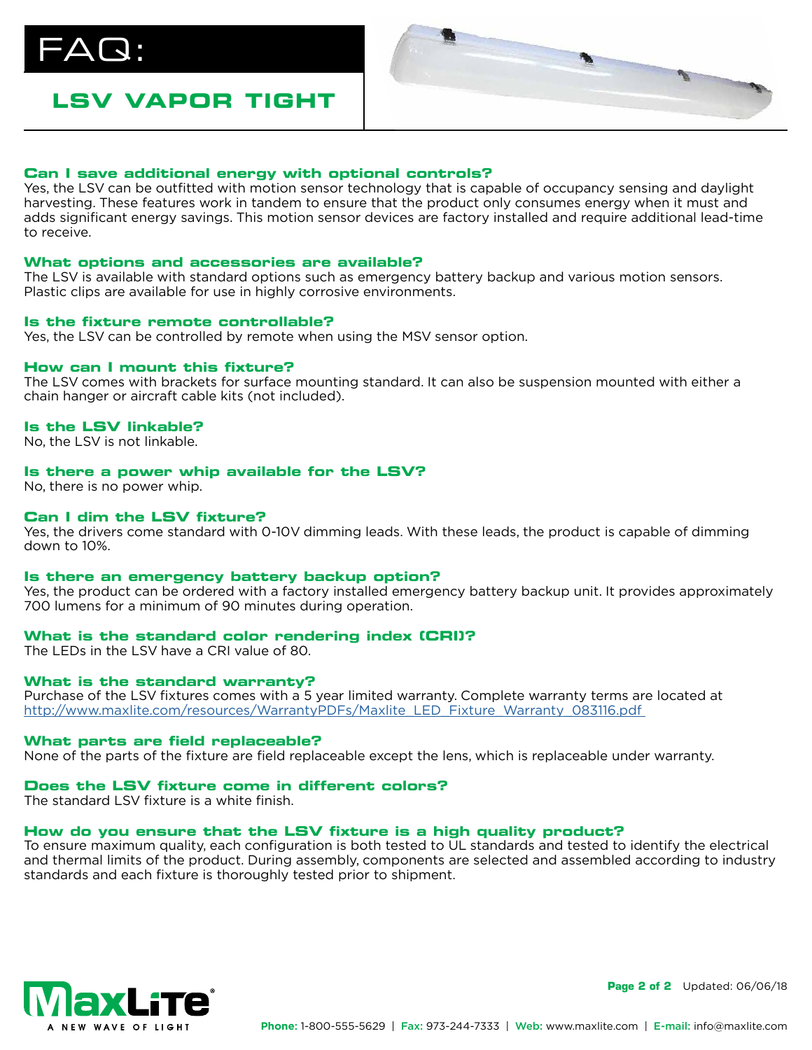# FAQ:

## LSV VAPOR TIGHT

### Can I save additional energy with optional controls?

Yes, the LSV can be outfitted with motion sensor technology that is capable of occupancy sensing and daylight harvesting. These features work in tandem to ensure that the product only consumes energy when it must and adds significant energy savings. This motion sensor devices are factory installed and require additional lead-time to receive.

### What options and accessories are available?

The LSV is available with standard options such as emergency battery backup and various motion sensors. Plastic clips are available for use in highly corrosive environments.

### Is the fixture remote controllable?

Yes, the LSV can be controlled by remote when using the MSV sensor option.

### How can I mount this fixture?

The LSV comes with brackets for surface mounting standard. It can also be suspension mounted with either a chain hanger or aircraft cable kits (not included).

### Is the LSV linkable?

No, the LSV is not linkable.

### Is there a power whip available for the LSV?

No, there is no power whip.

### Can I dim the LSV fixture?

Yes, the drivers come standard with 0-10V dimming leads. With these leads, the product is capable of dimming down to 10%.

### Is there an emergency battery backup option?

Yes, the product can be ordered with a factory installed emergency battery backup unit. It provides approximately 700 lumens for a minimum of 90 minutes during operation.

### What is the standard color rendering index (CRI)?

The LEDs in the LSV have a CRI value of 80.

### What is the standard warranty?

Purchase of the LSV fixtures comes with a 5 year limited warranty. Complete warranty terms are located at http://www.maxlite.com/resources/WarrantyPDFs/Maxlite_LED_Fixture_Warranty_083116.pdf

### What parts are field replaceable?

None of the parts of the fixture are field replaceable except the lens, which is replaceable under warranty.

### Does the LSV fixture come in different colors?

The standard LSV fixture is a white finish.

### How do you ensure that the LSV fixture is a high quality product?

To ensure maximum quality, each configuration is both tested to UL standards and tested to identify the electrical and thermal limits of the product. During assembly, components are selected and assembled according to industry standards and each fixture is thoroughly tested prior to shipment.

MaxLite
A NEW WAVE OF LIGHT

Updated: 06/06/18

**Phone:** 1-800-555-5629 | **Fax:** 973-244-7333 | **Web:** www.maxlite.com | **E-mail:** info@maxlite.com